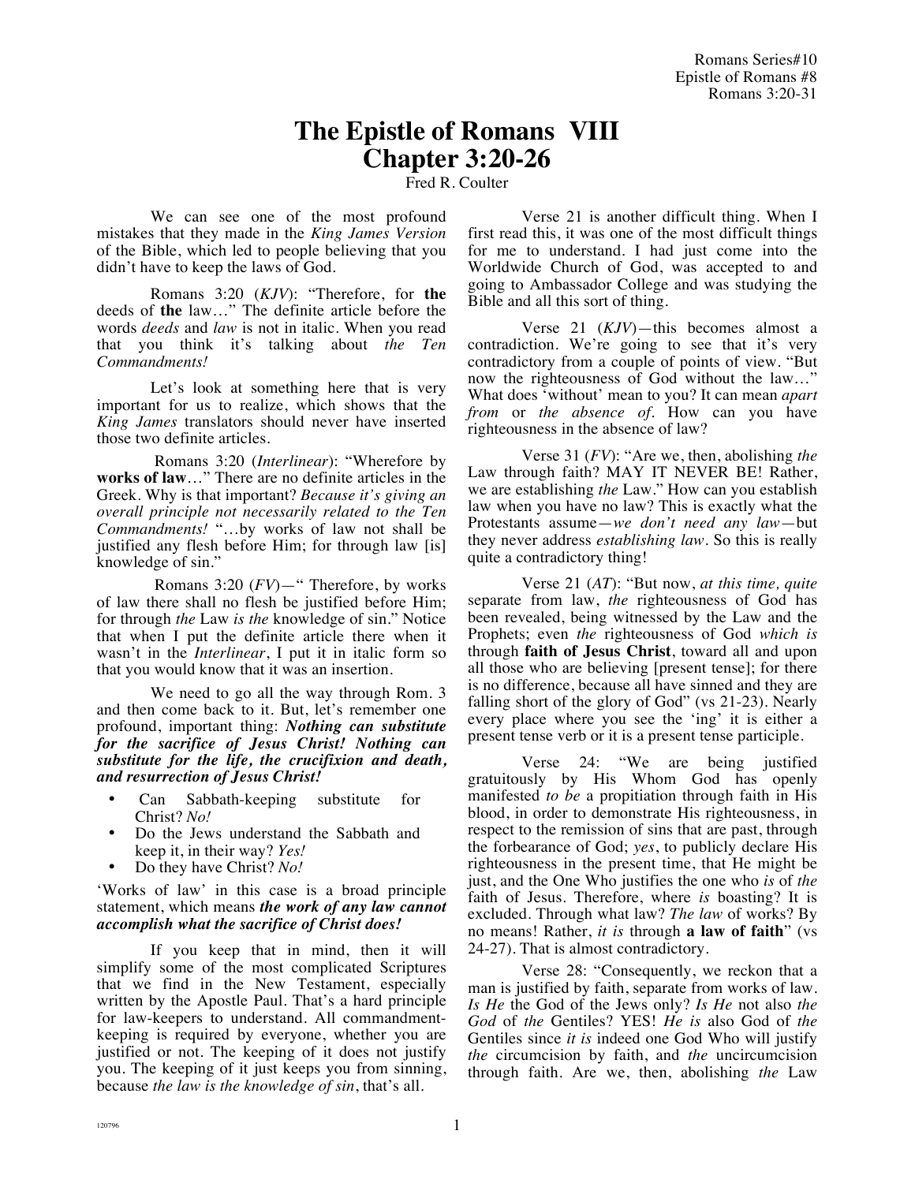Romans Series#10
Epistle of Romans #8
Romans 3:20-31

# The Epistle of Romans VIII
# Chapter 3:20-26

Fred R. Coulter

We can see one of the most profound mistakes that they made in the *King James Version* of the Bible, which led to people believing that you didn't have to keep the laws of God.

Romans 3:20 (*KJV*): "Therefore, for **the** deeds of **the** law…" The definite article before the words *deeds* and *law* is not in italic. When you read that you think it's talking about *the Ten Commandments!*

Let's look at something here that is very important for us to realize, which shows that the *King James* translators should never have inserted those two definite articles.

Romans 3:20 (*Interlinear*): "Wherefore by **works of law**…" There are no definite articles in the Greek. Why is that important? *Because it's giving an overall principle not necessarily related to the Ten Commandments!* "…by works of law not shall be justified any flesh before Him; for through law [is] knowledge of sin."

Romans 3:20 (*FV*)—" Therefore, by works of law there shall no flesh be justified before Him; for through *the* Law *is the* knowledge of sin." Notice that when I put the definite article there when it wasn't in the *Interlinear*, I put it in italic form so that you would know that it was an insertion.

We need to go all the way through Rom. 3 and then come back to it. But, let's remember one profound, important thing: ***Nothing can substitute for the sacrifice of Jesus Christ! Nothing can substitute for the life, the crucifixion and death, and resurrection of Jesus Christ!***

- Can Sabbath-keeping substitute for Christ? *No!*
- Do the Jews understand the Sabbath and keep it, in their way? *Yes!*
- Do they have Christ? *No!*

'Works of law' in this case is a broad principle statement, which means ***the work of any law cannot accomplish what the sacrifice of Christ does!***

If you keep that in mind, then it will simplify some of the most complicated Scriptures that we find in the New Testament, especially written by the Apostle Paul. That's a hard principle for law-keepers to understand. All commandment-keeping is required by everyone, whether you are justified or not. The keeping of it does not justify you. The keeping of it just keeps you from sinning, because *the law is the knowledge of sin*, that's all.

Verse 21 is another difficult thing. When I first read this, it was one of the most difficult things for me to understand. I had just come into the Worldwide Church of God, was accepted to and going to Ambassador College and was studying the Bible and all this sort of thing.

Verse 21 (*KJV*)—this becomes almost a contradiction. We're going to see that it's very contradictory from a couple of points of view. "But now the righteousness of God without the law…" What does 'without' mean to you? It can mean *apart from* or *the absence of*. How can you have righteousness in the absence of law?

Verse 31 (*FV*): "Are we, then, abolishing *the* Law through faith? MAY IT NEVER BE! Rather, we are establishing *the* Law." How can you establish law when you have no law? This is exactly what the Protestants assume—*we don't need any law*—but they never address *establishing law*. So this is really quite a contradictory thing!

Verse 21 (*AT*): "But now, *at this time, quite* separate from law, *the* righteousness of God has been revealed, being witnessed by the Law and the Prophets; even *the* righteousness of God *which is* through **faith of Jesus Christ**, toward all and upon all those who are believing [present tense]; for there is no difference, because all have sinned and they are falling short of the glory of God" (vs 21-23). Nearly every place where you see the 'ing' it is either a present tense verb or it is a present tense participle.

Verse 24: "We are being justified gratuitously by His Whom God has openly manifested *to be* a propitiation through faith in His blood, in order to demonstrate His righteousness, in respect to the remission of sins that are past, through the forbearance of God; *yes*, to publicly declare His righteousness in the present time, that He might be just, and the One Who justifies the one who *is* of *the* faith of Jesus. Therefore, where *is* boasting? It is excluded. Through what law? *The law* of works? By no means! Rather, *it is* through **a law of faith**" (vs 24-27). That is almost contradictory.

Verse 28: "Consequently, we reckon that a man is justified by faith, separate from works of law. *Is He* the God of the Jews only? *Is He* not also *the God* of *the* Gentiles? YES! *He is* also God of *the* Gentiles since *it is* indeed one God Who will justify *the* circumcision by faith, and *the* uncircumcision through faith. Are we, then, abolishing *the* Law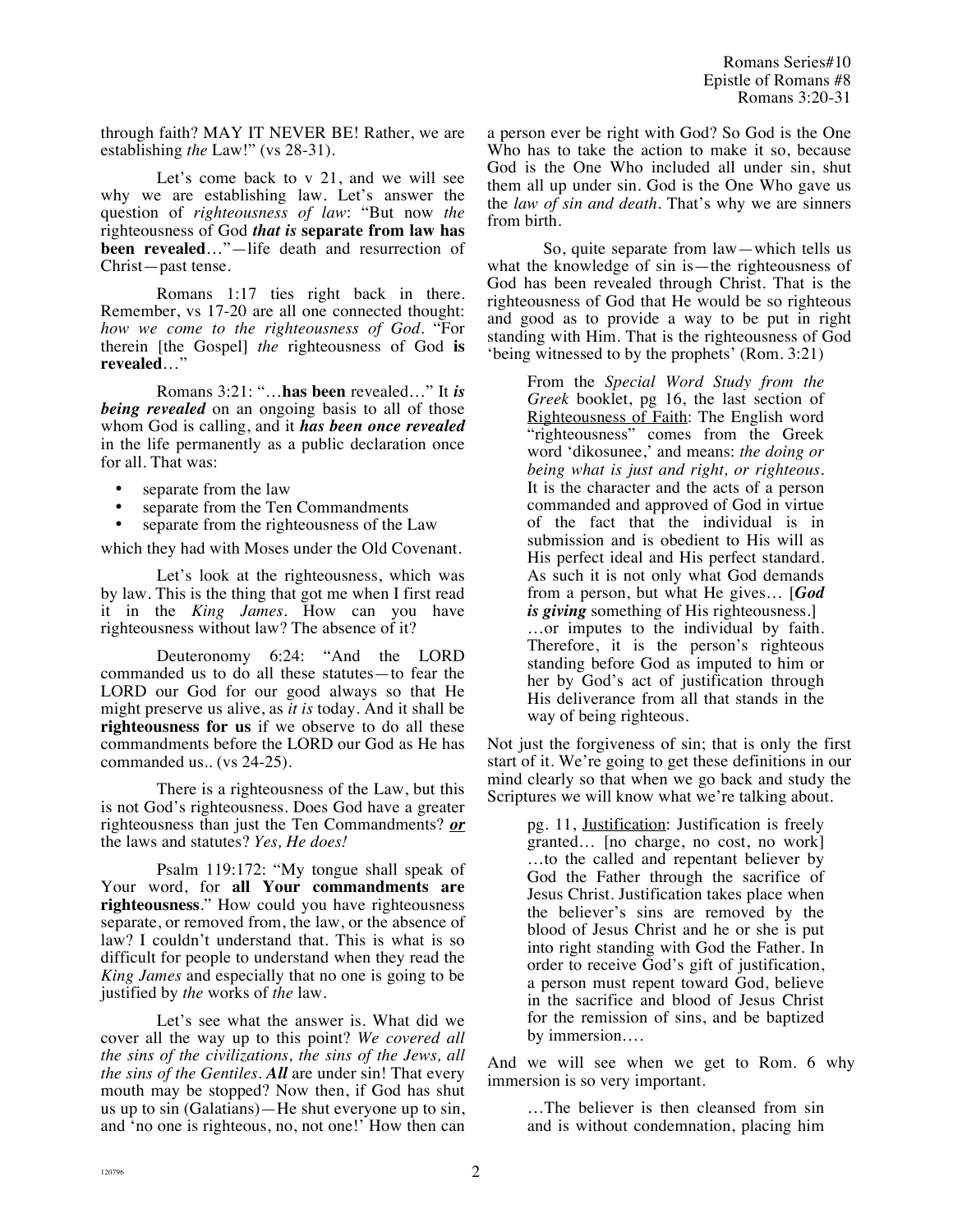through faith? MAY IT NEVER BE! Rather, we are establishing *the* Law!" (vs 28-31).

Let's come back to v 21, and we will see why we are establishing law. Let's answer the question of *righteousness of law*: "But now *the* righteousness of God ***that is* separate from law has been revealed**…"—life death and resurrection of Christ—past tense.

Romans 1:17 ties right back in there. Remember, vs 17-20 are all one connected thought: *how we come to the righteousness of God*. "For therein [the Gospel] *the* righteousness of God **is revealed**…"

Romans 3:21: "…**has been** revealed…" It ***is being revealed*** on an ongoing basis to all of those whom God is calling, and it ***has been once revealed*** in the life permanently as a public declaration once for all. That was:

- separate from the law
- separate from the Ten Commandments
- separate from the righteousness of the Law

which they had with Moses under the Old Covenant.

Let's look at the righteousness, which was by law. This is the thing that got me when I first read it in the *King James*. How can you have righteousness without law? The absence of it?

Deuteronomy 6:24: "And the LORD commanded us to do all these statutes—to fear the LORD our God for our good always so that He might preserve us alive, as *it is* today. And it shall be **righteousness for us** if we observe to do all these commandments before the LORD our God as He has commanded us.. (vs 24-25).

There is a righteousness of the Law, but this is not God's righteousness. Does God have a greater righteousness than just the Ten Commandments? ***or*** the laws and statutes? *Yes, He does!*

Psalm 119:172: "My tongue shall speak of Your word, for **all Your commandments are righteousness**." How could you have righteousness separate, or removed from, the law, or the absence of law? I couldn't understand that. This is what is so difficult for people to understand when they read the *King James* and especially that no one is going to be justified by *the* works of *the* law.

Let's see what the answer is. What did we cover all the way up to this point? *We covered all the sins of the civilizations, the sins of the Jews, all the sins of the Gentiles.* ***All*** are under sin! That every mouth may be stopped? Now then, if God has shut us up to sin (Galatians)—He shut everyone up to sin, and 'no one is righteous, no, not one!' How then can a person ever be right with God? So God is the One Who has to take the action to make it so, because God is the One Who included all under sin, shut them all up under sin. God is the One Who gave us the *law of sin and death*. That's why we are sinners from birth.

So, quite separate from law—which tells us what the knowledge of sin is—the righteousness of God has been revealed through Christ. That is the righteousness of God that He would be so righteous and good as to provide a way to be put in right standing with Him. That is the righteousness of God 'being witnessed to by the prophets' (Rom. 3:21)

> From the *Special Word Study from the Greek* booklet, pg 16, the last section of <u>Righteousness of Faith</u>: The English word "righteousness" comes from the Greek word 'dikosunee,' and means: *the doing or being what is just and right, or righteous.* It is the character and the acts of a person commanded and approved of God in virtue of the fact that the individual is in submission and is obedient to His will as His perfect ideal and His perfect standard. As such it is not only what God demands from a person, but what He gives… [***God is giving*** something of His righteousness.] …or imputes to the individual by faith. Therefore, it is the person's righteous standing before God as imputed to him or her by God's act of justification through His deliverance from all that stands in the way of being righteous.

Not just the forgiveness of sin; that is only the first start of it. We're going to get these definitions in our mind clearly so that when we go back and study the Scriptures we will know what we're talking about.

> pg. 11, <u>Justification</u>: Justification is freely granted… [no charge, no cost, no work] …to the called and repentant believer by God the Father through the sacrifice of Jesus Christ. Justification takes place when the believer's sins are removed by the blood of Jesus Christ and he or she is put into right standing with God the Father. In order to receive God's gift of justification, a person must repent toward God, believe in the sacrifice and blood of Jesus Christ for the remission of sins, and be baptized by immersion….

And we will see when we get to Rom. 6 why immersion is so very important.

> …The believer is then cleansed from sin and is without condemnation, placing him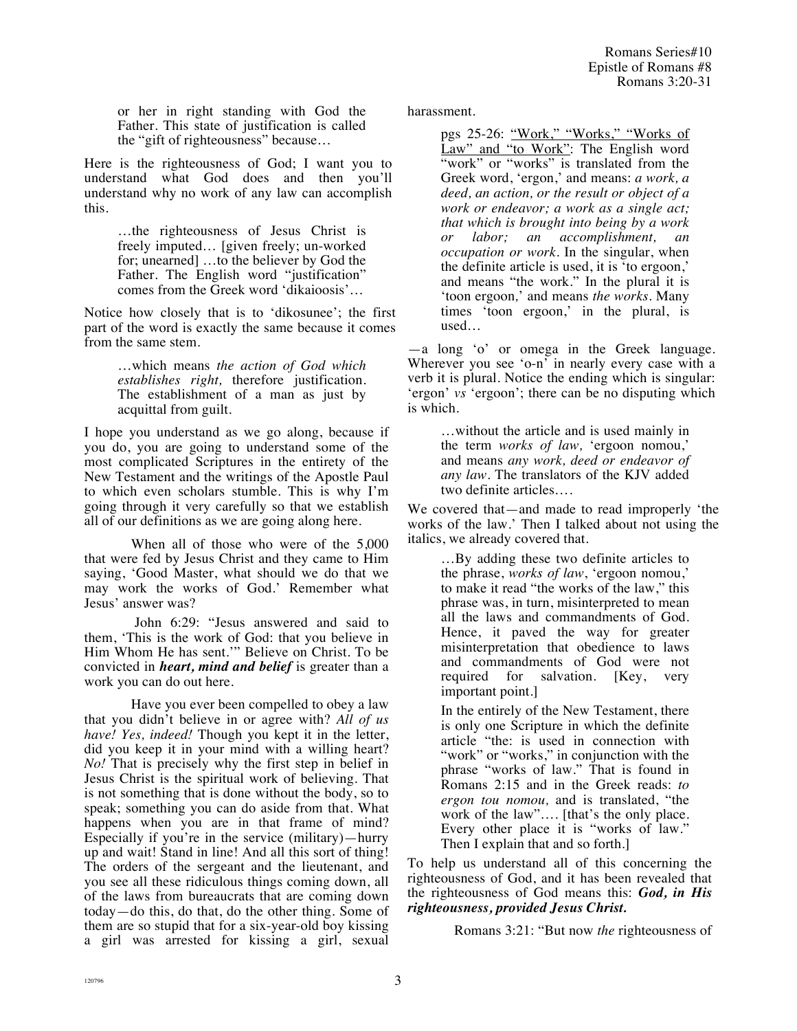or her in right standing with God the Father. This state of justification is called the "gift of righteousness" because…

Here is the righteousness of God; I want you to understand what God does and then you'll understand why no work of any law can accomplish this.

> …the righteousness of Jesus Christ is freely imputed… [given freely; un-worked for; unearned] …to the believer by God the Father. The English word "justification" comes from the Greek word 'dikaioosis'…

Notice how closely that is to 'dikosunee'; the first part of the word is exactly the same because it comes from the same stem.

> …which means *the action of God which establishes right,* therefore justification. The establishment of a man as just by acquittal from guilt.

I hope you understand as we go along, because if you do, you are going to understand some of the most complicated Scriptures in the entirety of the New Testament and the writings of the Apostle Paul to which even scholars stumble. This is why I'm going through it very carefully so that we establish all of our definitions as we are going along here.

When all of those who were of the 5,000 that were fed by Jesus Christ and they came to Him saying, 'Good Master, what should we do that we may work the works of God.' Remember what Jesus' answer was?

John 6:29: "Jesus answered and said to them, 'This is the work of God: that you believe in Him Whom He has sent.'" Believe on Christ. To be convicted in ***heart, mind and belief*** is greater than a work you can do out here.

Have you ever been compelled to obey a law that you didn't believe in or agree with? *All of us have! Yes, indeed!* Though you kept it in the letter, did you keep it in your mind with a willing heart? *No!* That is precisely why the first step in belief in Jesus Christ is the spiritual work of believing. That is not something that is done without the body, so to speak; something you can do aside from that. What happens when you are in that frame of mind? Especially if you're in the service (military)—hurry up and wait! Stand in line! And all this sort of thing! The orders of the sergeant and the lieutenant, and you see all these ridiculous things coming down, all of the laws from bureaucrats that are coming down today—do this, do that, do the other thing. Some of them are so stupid that for a six-year-old boy kissing a girl was arrested for kissing a girl, sexual harassment.

> pgs 25-26: <u>"Work," "Works," "Works of Law" and "to Work"</u>: The English word "work" or "works" is translated from the Greek word, 'ergon,' and means: *a work, a deed, an action, or the result or object of a work or endeavor; a work as a single act; that which is brought into being by a work or labor; an accomplishment, an occupation or work*. In the singular, when the definite article is used, it is 'to ergoon,' and means "the work." In the plural it is 'toon ergoon,' and means *the works*. Many times 'toon ergoon,' in the plural, is used…

—a long 'o' or omega in the Greek language. Wherever you see 'o-n' in nearly every case with a verb it is plural. Notice the ending which is singular: 'ergon' *vs* 'ergoon'; there can be no disputing which is which.

> …without the article and is used mainly in the term *works of law,* 'ergoon nomou,' and means *any work, deed or endeavor of any law*. The translators of the KJV added two definite articles….

We covered that—and made to read improperly 'the works of the law.' Then I talked about not using the italics, we already covered that.

> …By adding these two definite articles to the phrase, *works of law*, 'ergoon nomou,' to make it read "the works of the law," this phrase was, in turn, misinterpreted to mean all the laws and commandments of God. Hence, it paved the way for greater misinterpretation that obedience to laws and commandments of God were not required for salvation. [Key, very important point.]
>
> In the entirely of the New Testament, there is only one Scripture in which the definite article "the: is used in connection with "work" or "works," in conjunction with the phrase "works of law." That is found in Romans 2:15 and in the Greek reads: *to ergon tou nomou,* and is translated, "the work of the law"…. [that's the only place. Every other place it is "works of law." Then I explain that and so forth.]

To help us understand all of this concerning the righteousness of God, and it has been revealed that the righteousness of God means this: ***God, in His righteousness, provided Jesus Christ.***

Romans 3:21: "But now *the* righteousness of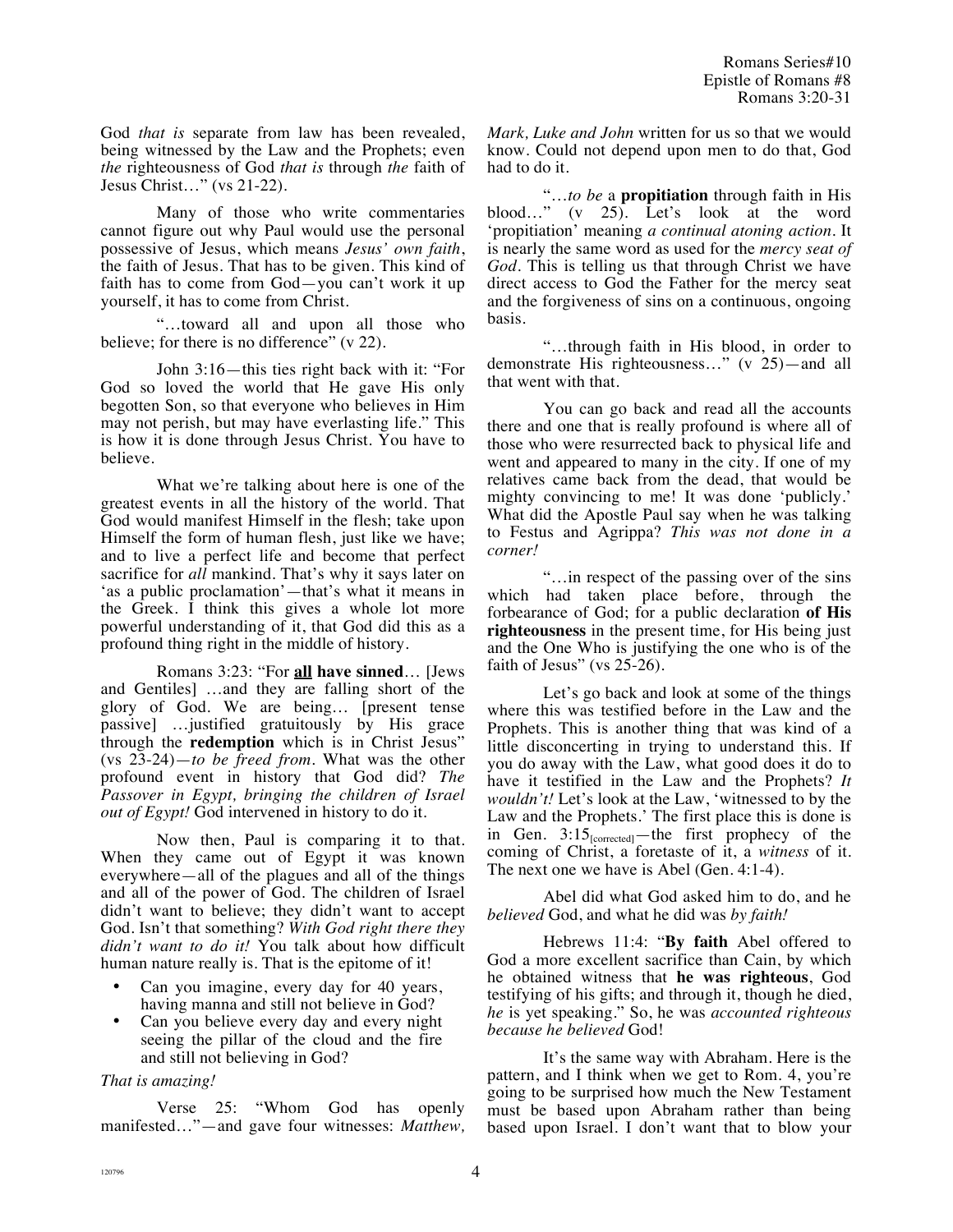God *that is* separate from law has been revealed, being witnessed by the Law and the Prophets; even *the* righteousness of God *that is* through *the* faith of Jesus Christ…" (vs 21-22).

Many of those who write commentaries cannot figure out why Paul would use the personal possessive of Jesus, which means *Jesus' own faith*, the faith of Jesus. That has to be given. This kind of faith has to come from God—you can't work it up yourself, it has to come from Christ.

"…toward all and upon all those who believe; for there is no difference" (v 22).

John 3:16—this ties right back with it: "For God so loved the world that He gave His only begotten Son, so that everyone who believes in Him may not perish, but may have everlasting life." This is how it is done through Jesus Christ. You have to believe.

What we're talking about here is one of the greatest events in all the history of the world. That God would manifest Himself in the flesh; take upon Himself the form of human flesh, just like we have; and to live a perfect life and become that perfect sacrifice for *all* mankind. That's why it says later on 'as a public proclamation'—that's what it means in the Greek. I think this gives a whole lot more powerful understanding of it, that God did this as a profound thing right in the middle of history.

Romans 3:23: "For **all have sinned**… [Jews and Gentiles] …and they are falling short of the glory of God. We are being… [present tense passive] …justified gratuitously by His grace through the **redemption** which is in Christ Jesus" (vs 23-24)—*to be freed from*. What was the other profound event in history that God did? *The Passover in Egypt, bringing the children of Israel out of Egypt!* God intervened in history to do it.

Now then, Paul is comparing it to that. When they came out of Egypt it was known everywhere—all of the plagues and all of the things and all of the power of God. The children of Israel didn't want to believe; they didn't want to accept God. Isn't that something? *With God right there they didn't want to do it!* You talk about how difficult human nature really is. That is the epitome of it!

- Can you imagine, every day for 40 years, having manna and still not believe in God?
- Can you believe every day and every night seeing the pillar of the cloud and the fire and still not believing in God?

*That is amazing!*

Verse 25: "Whom God has openly manifested…"—and gave four witnesses: *Matthew, Mark, Luke and John* written for us so that we would know. Could not depend upon men to do that, God had to do it.

"…*to be* a **propitiation** through faith in His blood…" (v 25). Let's look at the word 'propitiation' meaning *a continual atoning action*. It is nearly the same word as used for the *mercy seat of God*. This is telling us that through Christ we have direct access to God the Father for the mercy seat and the forgiveness of sins on a continuous, ongoing basis.

"…through faith in His blood, in order to demonstrate His righteousness…" (v 25)—and all that went with that.

You can go back and read all the accounts there and one that is really profound is where all of those who were resurrected back to physical life and went and appeared to many in the city. If one of my relatives came back from the dead, that would be mighty convincing to me! It was done 'publicly.' What did the Apostle Paul say when he was talking to Festus and Agrippa? *This was not done in a corner!*

"…in respect of the passing over of the sins which had taken place before, through the forbearance of God; for a public declaration **of His righteousness** in the present time, for His being just and the One Who is justifying the one who is of the faith of Jesus" (vs 25-26).

Let's go back and look at some of the things where this was testified before in the Law and the Prophets. This is another thing that was kind of a little disconcerting in trying to understand this. If you do away with the Law, what good does it do to have it testified in the Law and the Prophets? *It wouldn't!* Let's look at the Law, 'witnessed to by the Law and the Prophets.' The first place this is done is in Gen. 3:15[corrected]—the first prophecy of the coming of Christ, a foretaste of it, a *witness* of it. The next one we have is Abel (Gen. 4:1-4).

Abel did what God asked him to do, and he *believed* God, and what he did was *by faith!*

Hebrews 11:4: "**By faith** Abel offered to God a more excellent sacrifice than Cain, by which he obtained witness that **he was righteous**, God testifying of his gifts; and through it, though he died, *he* is yet speaking." So, he was *accounted righteous because he believed* God!

It's the same way with Abraham. Here is the pattern, and I think when we get to Rom. 4, you're going to be surprised how much the New Testament must be based upon Abraham rather than being based upon Israel. I don't want that to blow your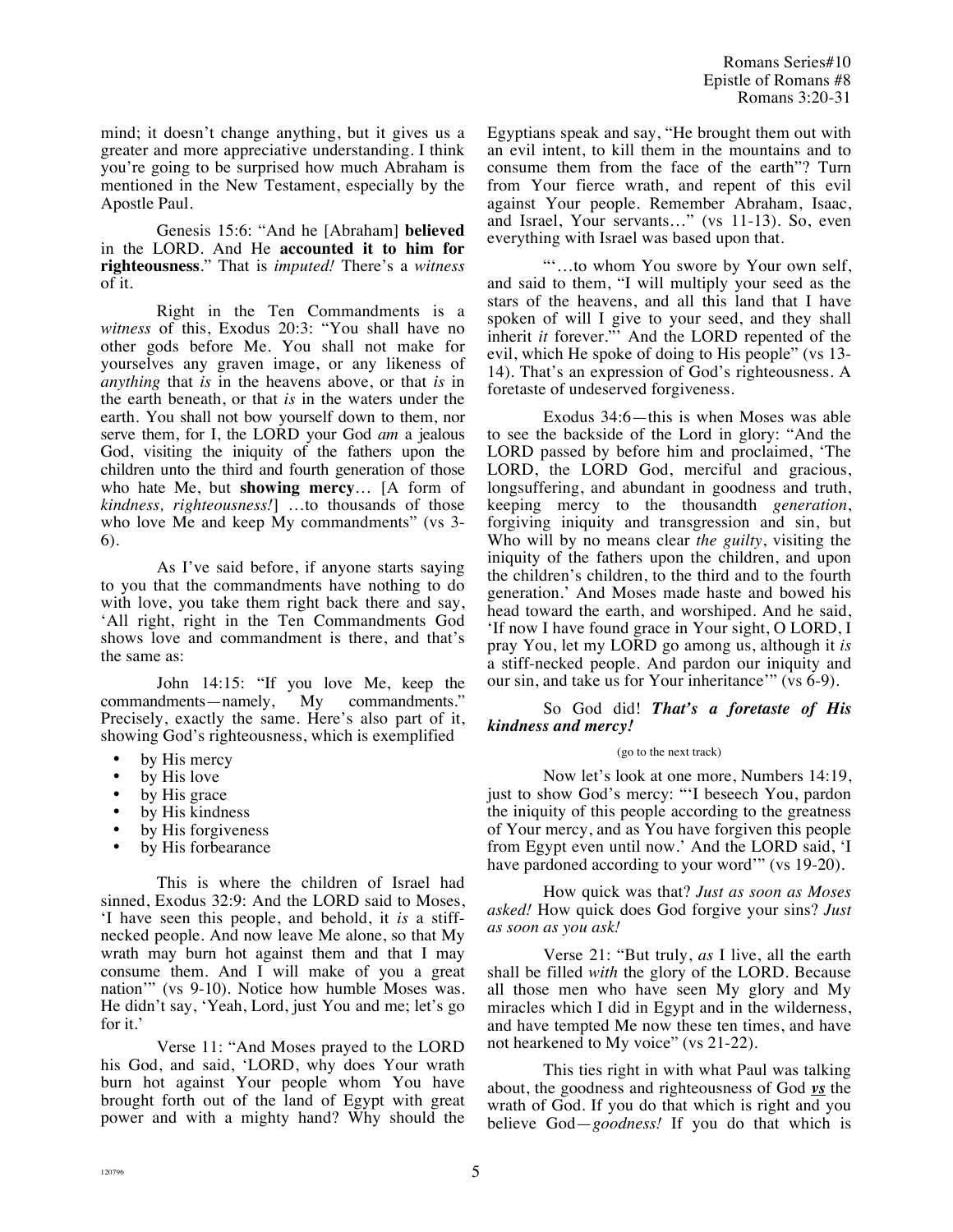mind; it doesn't change anything, but it gives us a greater and more appreciative understanding. I think you're going to be surprised how much Abraham is mentioned in the New Testament, especially by the Apostle Paul.

Genesis 15:6: "And he [Abraham] **believed** in the LORD. And He **accounted it to him for righteousness**." That is *imputed!* There's a *witness* of it.

Right in the Ten Commandments is a *witness* of this, Exodus 20:3: "You shall have no other gods before Me. You shall not make for yourselves any graven image, or any likeness of *anything* that *is* in the heavens above, or that *is* in the earth beneath, or that *is* in the waters under the earth. You shall not bow yourself down to them, nor serve them, for I, the LORD your God *am* a jealous God, visiting the iniquity of the fathers upon the children unto the third and fourth generation of those who hate Me, but **showing mercy**… [A form of *kindness, righteousness!*] …to thousands of those who love Me and keep My commandments" (vs 3-6).

As I've said before, if anyone starts saying to you that the commandments have nothing to do with love, you take them right back there and say, 'All right, right in the Ten Commandments God shows love and commandment is there, and that's the same as:

John 14:15: "If you love Me, keep the commandments—namely, My commandments." Precisely, exactly the same. Here's also part of it, showing God's righteousness, which is exemplified

- by His mercy
- by His love
- by His grace
- by His kindness
- by His forgiveness
- by His forbearance

This is where the children of Israel had sinned, Exodus 32:9: And the LORD said to Moses, 'I have seen this people, and behold, it *is* a stiff-necked people. And now leave Me alone, so that My wrath may burn hot against them and that I may consume them. And I will make of you a great nation'" (vs 9-10). Notice how humble Moses was. He didn't say, 'Yeah, Lord, just You and me; let's go for it.'

Verse 11: "And Moses prayed to the LORD his God, and said, 'LORD, why does Your wrath burn hot against Your people whom You have brought forth out of the land of Egypt with great power and with a mighty hand? Why should the Egyptians speak and say, "He brought them out with an evil intent, to kill them in the mountains and to consume them from the face of the earth"? Turn from Your fierce wrath, and repent of this evil against Your people. Remember Abraham, Isaac, and Israel, Your servants…" (vs 11-13). So, even everything with Israel was based upon that.

"'…to whom You swore by Your own self, and said to them, "I will multiply your seed as the stars of the heavens, and all this land that I have spoken of will I give to your seed, and they shall inherit *it* forever."' And the LORD repented of the evil, which He spoke of doing to His people" (vs 13-14). That's an expression of God's righteousness. A foretaste of undeserved forgiveness.

Exodus 34:6—this is when Moses was able to see the backside of the Lord in glory: "And the LORD passed by before him and proclaimed, 'The LORD, the LORD God, merciful and gracious, longsuffering, and abundant in goodness and truth, keeping mercy to the thousandth *generation*, forgiving iniquity and transgression and sin, but Who will by no means clear *the guilty*, visiting the iniquity of the fathers upon the children, and upon the children's children, to the third and to the fourth generation.' And Moses made haste and bowed his head toward the earth, and worshiped. And he said, 'If now I have found grace in Your sight, O LORD, I pray You, let my LORD go among us, although it *is* a stiff-necked people. And pardon our iniquity and our sin, and take us for Your inheritance'" (vs 6-9).

So God did! ***That's a foretaste of His kindness and mercy!***

(go to the next track)

Now let's look at one more, Numbers 14:19, just to show God's mercy: "'I beseech You, pardon the iniquity of this people according to the greatness of Your mercy, and as You have forgiven this people from Egypt even until now.' And the LORD said, 'I have pardoned according to your word'" (vs 19-20).

How quick was that? *Just as soon as Moses asked!* How quick does God forgive your sins? *Just as soon as you ask!*

Verse 21: "But truly, *as* I live, all the earth shall be filled *with* the glory of the LORD. Because all those men who have seen My glory and My miracles which I did in Egypt and in the wilderness, and have tempted Me now these ten times, and have not hearkened to My voice" (vs 21-22).

This ties right in with what Paul was talking about, the goodness and righteousness of God ***vs*** the wrath of God. If you do that which is right and you believe God—*goodness!* If you do that which is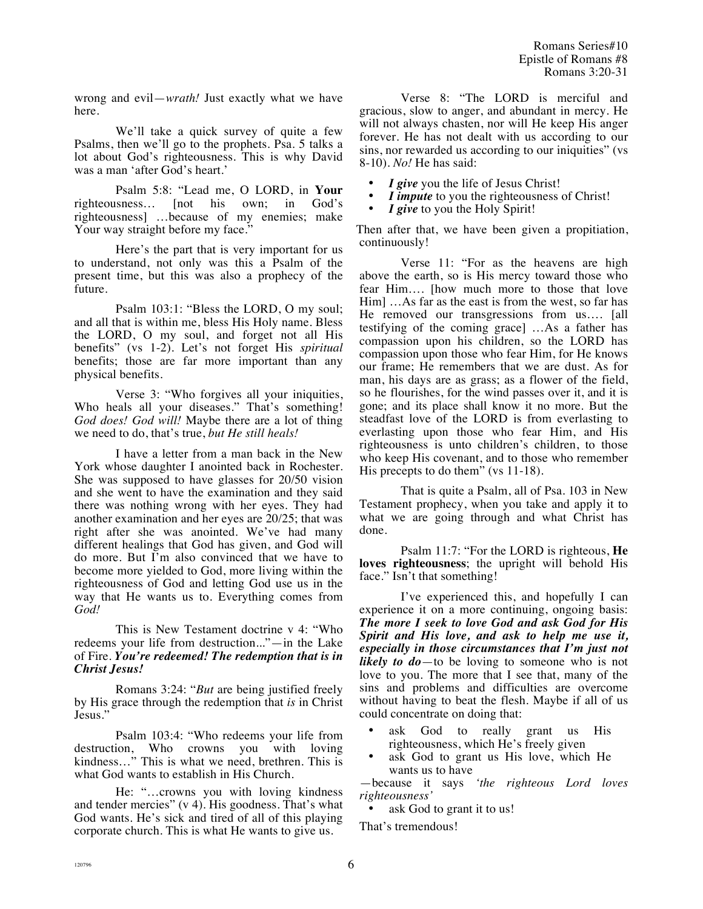wrong and evil—*wrath!* Just exactly what we have here.

We'll take a quick survey of quite a few Psalms, then we'll go to the prophets. Psa. 5 talks a lot about God's righteousness. This is why David was a man 'after God's heart.'

Psalm 5:8: "Lead me, O LORD, in **Your** righteousness… [not his own; in God's righteousness] …because of my enemies; make Your way straight before my face."

Here's the part that is very important for us to understand, not only was this a Psalm of the present time, but this was also a prophecy of the future.

Psalm 103:1: "Bless the LORD, O my soul; and all that is within me, bless His Holy name. Bless the LORD, O my soul, and forget not all His benefits" (vs 1-2). Let's not forget His *spiritual* benefits; those are far more important than any physical benefits.

Verse 3: "Who forgives all your iniquities, Who heals all your diseases." That's something! *God does! God will!* Maybe there are a lot of thing we need to do, that's true, *but He still heals!*

I have a letter from a man back in the New York whose daughter I anointed back in Rochester. She was supposed to have glasses for 20/50 vision and she went to have the examination and they said there was nothing wrong with her eyes. They had another examination and her eyes are 20/25; that was right after she was anointed. We've had many different healings that God has given, and God will do more. But I'm also convinced that we have to become more yielded to God, more living within the righteousness of God and letting God use us in the way that He wants us to. Everything comes from *God!*

This is New Testament doctrine v 4: "Who redeems your life from destruction..."—in the Lake of Fire. ***You're redeemed! The redemption that is in Christ Jesus!***

Romans 3:24: "*But* are being justified freely by His grace through the redemption that *is* in Christ Jesus."

Psalm 103:4: "Who redeems your life from destruction, Who crowns you with loving kindness…" This is what we need, brethren. This is what God wants to establish in His Church.

He: "…crowns you with loving kindness and tender mercies" (v 4). His goodness. That's what God wants. He's sick and tired of all of this playing corporate church. This is what He wants to give us.

Verse 8: "The LORD is merciful and gracious, slow to anger, and abundant in mercy. He will not always chasten, nor will He keep His anger forever. He has not dealt with us according to our sins, nor rewarded us according to our iniquities" (vs 8-10). *No!* He has said:

- ***I give*** you the life of Jesus Christ!
- ***I impute*** to you the righteousness of Christ!
- ***I give*** to you the Holy Spirit!

Then after that, we have been given a propitiation, continuously!

Verse 11: "For as the heavens are high above the earth, so is His mercy toward those who fear Him…. [how much more to those that love Him] …As far as the east is from the west, so far has He removed our transgressions from us…. [all testifying of the coming grace] …As a father has compassion upon his children, so the LORD has compassion upon those who fear Him, for He knows our frame; He remembers that we are dust. As for man, his days are as grass; as a flower of the field, so he flourishes, for the wind passes over it, and it is gone; and its place shall know it no more. But the steadfast love of the LORD is from everlasting to everlasting upon those who fear Him, and His righteousness is unto children's children, to those who keep His covenant, and to those who remember His precepts to do them" (vs 11-18).

That is quite a Psalm, all of Psa. 103 in New Testament prophecy, when you take and apply it to what we are going through and what Christ has done.

Psalm 11:7: "For the LORD is righteous, **He loves righteousness**; the upright will behold His face." Isn't that something!

I've experienced this, and hopefully I can experience it on a more continuing, ongoing basis: ***The more I seek to love God and ask God for His Spirit and His love, and ask to help me use it, especially in those circumstances that I'm just not likely to do***—to be loving to someone who is not love to you. The more that I see that, many of the sins and problems and difficulties are overcome without having to beat the flesh. Maybe if all of us could concentrate on doing that:

- ask God to really grant us His righteousness, which He's freely given
- ask God to grant us His love, which He wants us to have

—because it says *'the righteous Lord loves righteousness'*

- ask God to grant it to us!

That's tremendous!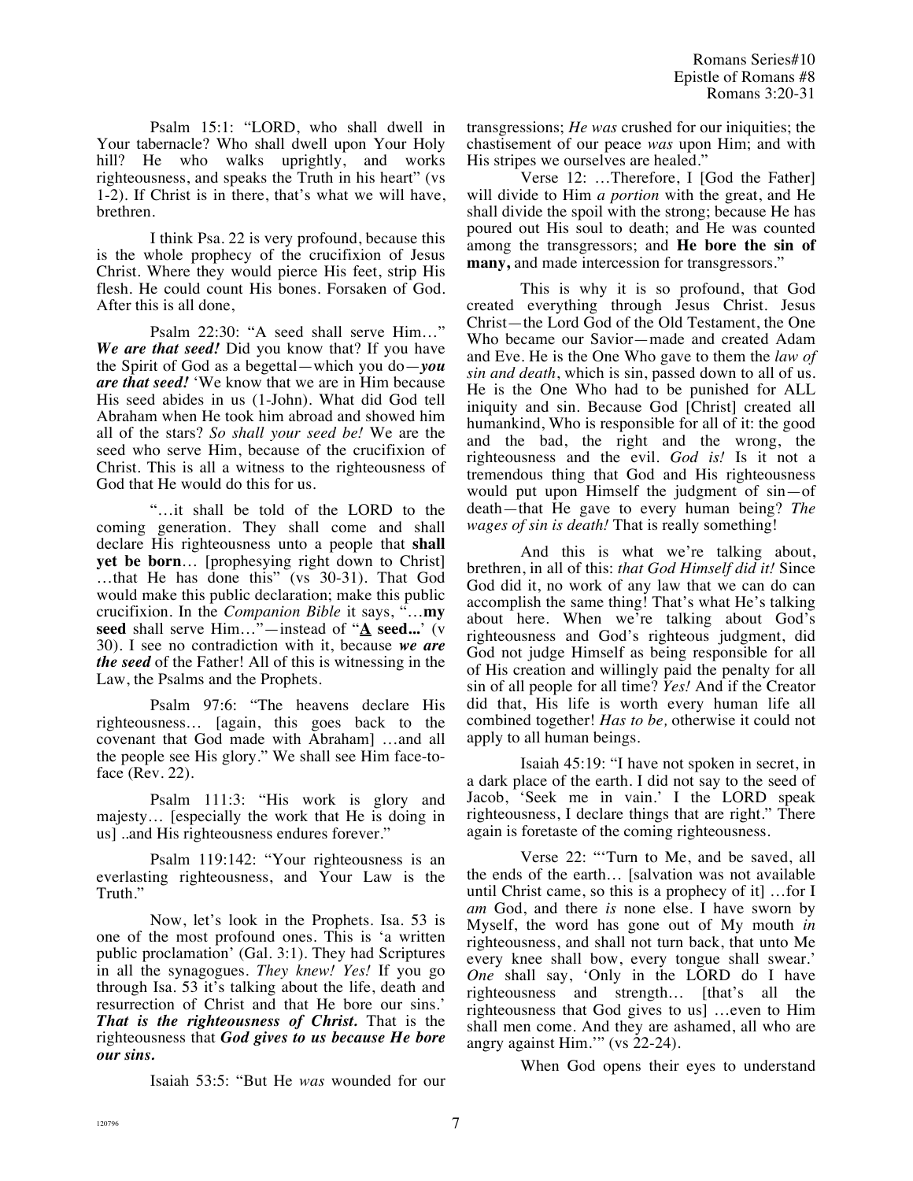Psalm 15:1: "LORD, who shall dwell in Your tabernacle? Who shall dwell upon Your Holy hill? He who walks uprightly, and works righteousness, and speaks the Truth in his heart" (vs 1-2). If Christ is in there, that's what we will have, brethren.

I think Psa. 22 is very profound, because this is the whole prophecy of the crucifixion of Jesus Christ. Where they would pierce His feet, strip His flesh. He could count His bones. Forsaken of God. After this is all done,

Psalm 22:30: "A seed shall serve Him…" ***We are that seed!*** Did you know that? If you have the Spirit of God as a begettal—which you do—***you are that seed!*** 'We know that we are in Him because His seed abides in us (1-John). What did God tell Abraham when He took him abroad and showed him all of the stars? *So shall your seed be!* We are the seed who serve Him, because of the crucifixion of Christ. This is all a witness to the righteousness of God that He would do this for us.

"…it shall be told of the LORD to the coming generation. They shall come and shall declare His righteousness unto a people that **shall yet be born**… [prophesying right down to Christ] …that He has done this" (vs 30-31). That God would make this public declaration; make this public crucifixion. In the *Companion Bible* it says, "…**my seed** shall serve Him…"—instead of "**A seed...**' (v 30). I see no contradiction with it, because ***we are the seed*** of the Father! All of this is witnessing in the Law, the Psalms and the Prophets.

Psalm 97:6: "The heavens declare His righteousness… [again, this goes back to the covenant that God made with Abraham] …and all the people see His glory." We shall see Him face-to-face (Rev. 22).

Psalm 111:3: "His work is glory and majesty… [especially the work that He is doing in us] ..and His righteousness endures forever."

Psalm 119:142: "Your righteousness is an everlasting righteousness, and Your Law is the Truth."

Now, let's look in the Prophets. Isa. 53 is one of the most profound ones. This is 'a written public proclamation' (Gal. 3:1). They had Scriptures in all the synagogues. *They knew! Yes!* If you go through Isa. 53 it's talking about the life, death and resurrection of Christ and that He bore our sins.' ***That is the righteousness of Christ.*** That is the righteousness that ***God gives to us because He bore our sins.***

Isaiah 53:5: "But He *was* wounded for our transgressions; *He was* crushed for our iniquities; the chastisement of our peace *was* upon Him; and with His stripes we ourselves are healed."

Verse 12: …Therefore, I [God the Father] will divide to Him *a portion* with the great, and He shall divide the spoil with the strong; because He has poured out His soul to death; and He was counted among the transgressors; and **He bore the sin of many,** and made intercession for transgressors."

This is why it is so profound, that God created everything through Jesus Christ. Jesus Christ—the Lord God of the Old Testament, the One Who became our Savior—made and created Adam and Eve. He is the One Who gave to them the *law of sin and death*, which is sin, passed down to all of us. He is the One Who had to be punished for ALL iniquity and sin. Because God [Christ] created all humankind, Who is responsible for all of it: the good and the bad, the right and the wrong, the righteousness and the evil. *God is!* Is it not a tremendous thing that God and His righteousness would put upon Himself the judgment of sin—of death—that He gave to every human being? *The wages of sin is death!* That is really something!

And this is what we're talking about, brethren, in all of this: *that God Himself did it!* Since God did it, no work of any law that we can do can accomplish the same thing! That's what He's talking about here. When we're talking about God's righteousness and God's righteous judgment, did God not judge Himself as being responsible for all of His creation and willingly paid the penalty for all sin of all people for all time? *Yes!* And if the Creator did that, His life is worth every human life all combined together! *Has to be,* otherwise it could not apply to all human beings.

Isaiah 45:19: "I have not spoken in secret, in a dark place of the earth. I did not say to the seed of Jacob, 'Seek me in vain.' I the LORD speak righteousness, I declare things that are right." There again is foretaste of the coming righteousness.

Verse 22: "'Turn to Me, and be saved, all the ends of the earth… [salvation was not available until Christ came, so this is a prophecy of it] …for I *am* God, and there *is* none else. I have sworn by Myself, the word has gone out of My mouth *in* righteousness, and shall not turn back, that unto Me every knee shall bow, every tongue shall swear.' *One* shall say, 'Only in the LORD do I have righteousness and strength… [that's all the righteousness that God gives to us] …even to Him shall men come. And they are ashamed, all who are angry against Him.'" (vs 22-24).

When God opens their eyes to understand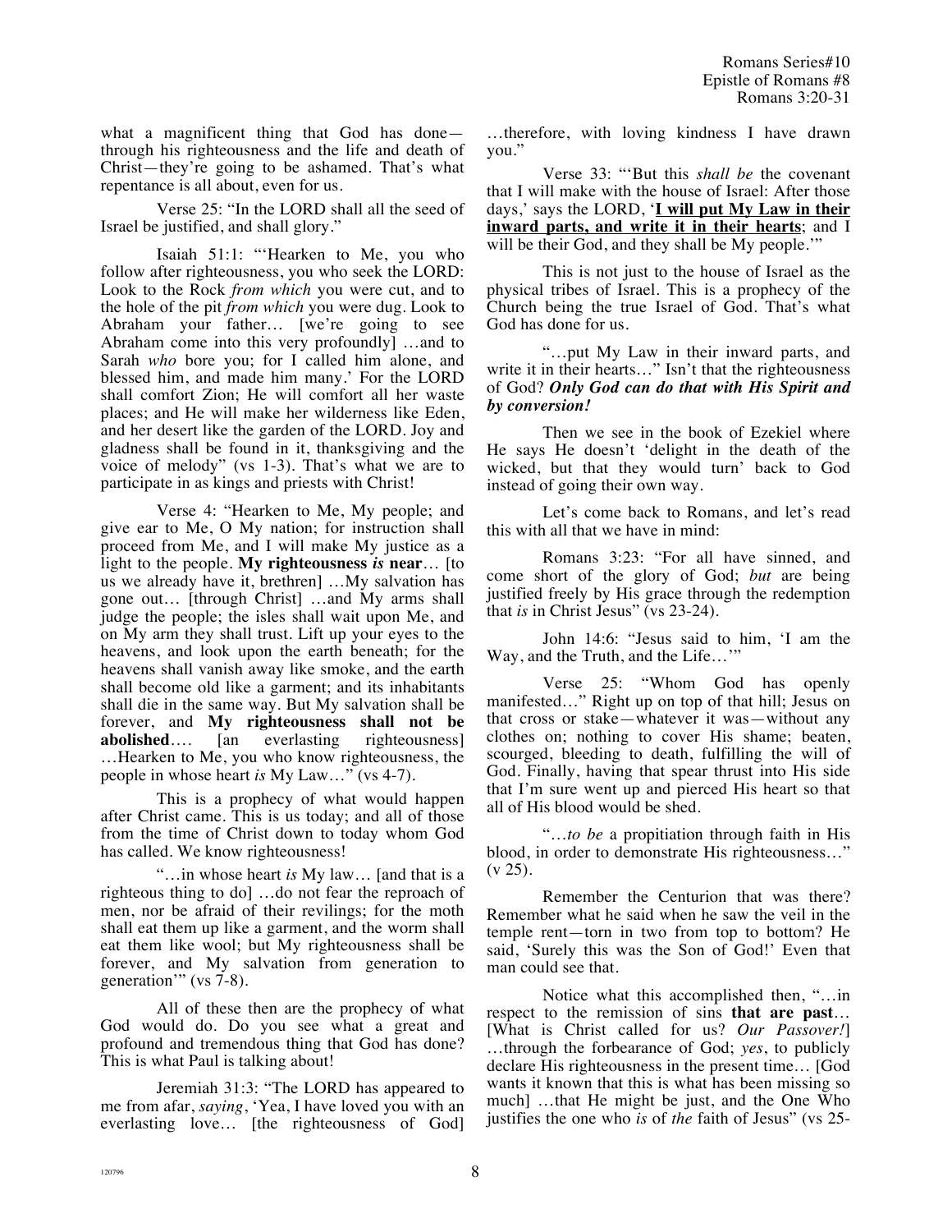what a magnificent thing that God has done—through his righteousness and the life and death of Christ—they're going to be ashamed. That's what repentance is all about, even for us.

Verse 25: "In the LORD shall all the seed of Israel be justified, and shall glory."

Isaiah 51:1: "'Hearken to Me, you who follow after righteousness, you who seek the LORD: Look to the Rock *from which* you were cut, and to the hole of the pit *from which* you were dug. Look to Abraham your father… [we're going to see Abraham come into this very profoundly] …and to Sarah *who* bore you; for I called him alone, and blessed him, and made him many.' For the LORD shall comfort Zion; He will comfort all her waste places; and He will make her wilderness like Eden, and her desert like the garden of the LORD. Joy and gladness shall be found in it, thanksgiving and the voice of melody" (vs 1-3). That's what we are to participate in as kings and priests with Christ!

Verse 4: "Hearken to Me, My people; and give ear to Me, O My nation; for instruction shall proceed from Me, and I will make My justice as a light to the people. **My righteousness *is* near**… [to us we already have it, brethren] …My salvation has gone out… [through Christ] …and My arms shall judge the people; the isles shall wait upon Me, and on My arm they shall trust. Lift up your eyes to the heavens, and look upon the earth beneath; for the heavens shall vanish away like smoke, and the earth shall become old like a garment; and its inhabitants shall die in the same way. But My salvation shall be forever, and **My righteousness shall not be abolished**…. [an everlasting righteousness] …Hearken to Me, you who know righteousness, the people in whose heart *is* My Law…" (vs 4-7).

This is a prophecy of what would happen after Christ came. This is us today; and all of those from the time of Christ down to today whom God has called. We know righteousness!

"…in whose heart *is* My law… [and that is a righteous thing to do] …do not fear the reproach of men, nor be afraid of their revilings; for the moth shall eat them up like a garment, and the worm shall eat them like wool; but My righteousness shall be forever, and My salvation from generation to generation'" (vs 7-8).

All of these then are the prophecy of what God would do. Do you see what a great and profound and tremendous thing that God has done? This is what Paul is talking about!

Jeremiah 31:3: "The LORD has appeared to me from afar, *saying*, 'Yea, I have loved you with an everlasting love… [the righteousness of God] …therefore, with loving kindness I have drawn you."

Verse 33: "'But this *shall be* the covenant that I will make with the house of Israel: After those days,' says the LORD, '**<u>I will put My Law in their inward parts, and write it in their hearts</u>**; and I will be their God, and they shall be My people.'"

This is not just to the house of Israel as the physical tribes of Israel. This is a prophecy of the Church being the true Israel of God. That's what God has done for us.

"…put My Law in their inward parts, and write it in their hearts…" Isn't that the righteousness of God? ***Only God can do that with His Spirit and by conversion!***

Then we see in the book of Ezekiel where He says He doesn't 'delight in the death of the wicked, but that they would turn' back to God instead of going their own way.

Let's come back to Romans, and let's read this with all that we have in mind:

Romans 3:23: "For all have sinned, and come short of the glory of God; *but* are being justified freely by His grace through the redemption that *is* in Christ Jesus" (vs 23-24).

John 14:6: "Jesus said to him, 'I am the Way, and the Truth, and the Life…'"

Verse 25: "Whom God has openly manifested…" Right up on top of that hill; Jesus on that cross or stake—whatever it was—without any clothes on; nothing to cover His shame; beaten, scourged, bleeding to death, fulfilling the will of God. Finally, having that spear thrust into His side that I'm sure went up and pierced His heart so that all of His blood would be shed.

"…*to be* a propitiation through faith in His blood, in order to demonstrate His righteousness…" (v 25).

Remember the Centurion that was there? Remember what he said when he saw the veil in the temple rent—torn in two from top to bottom? He said, 'Surely this was the Son of God!' Even that man could see that.

Notice what this accomplished then, "…in respect to the remission of sins **that are past**… [What is Christ called for us? *Our Passover!*] …through the forbearance of God; *yes*, to publicly declare His righteousness in the present time… [God wants it known that this is what has been missing so much] …that He might be just, and the One Who justifies the one who *is* of *the* faith of Jesus" (vs 25-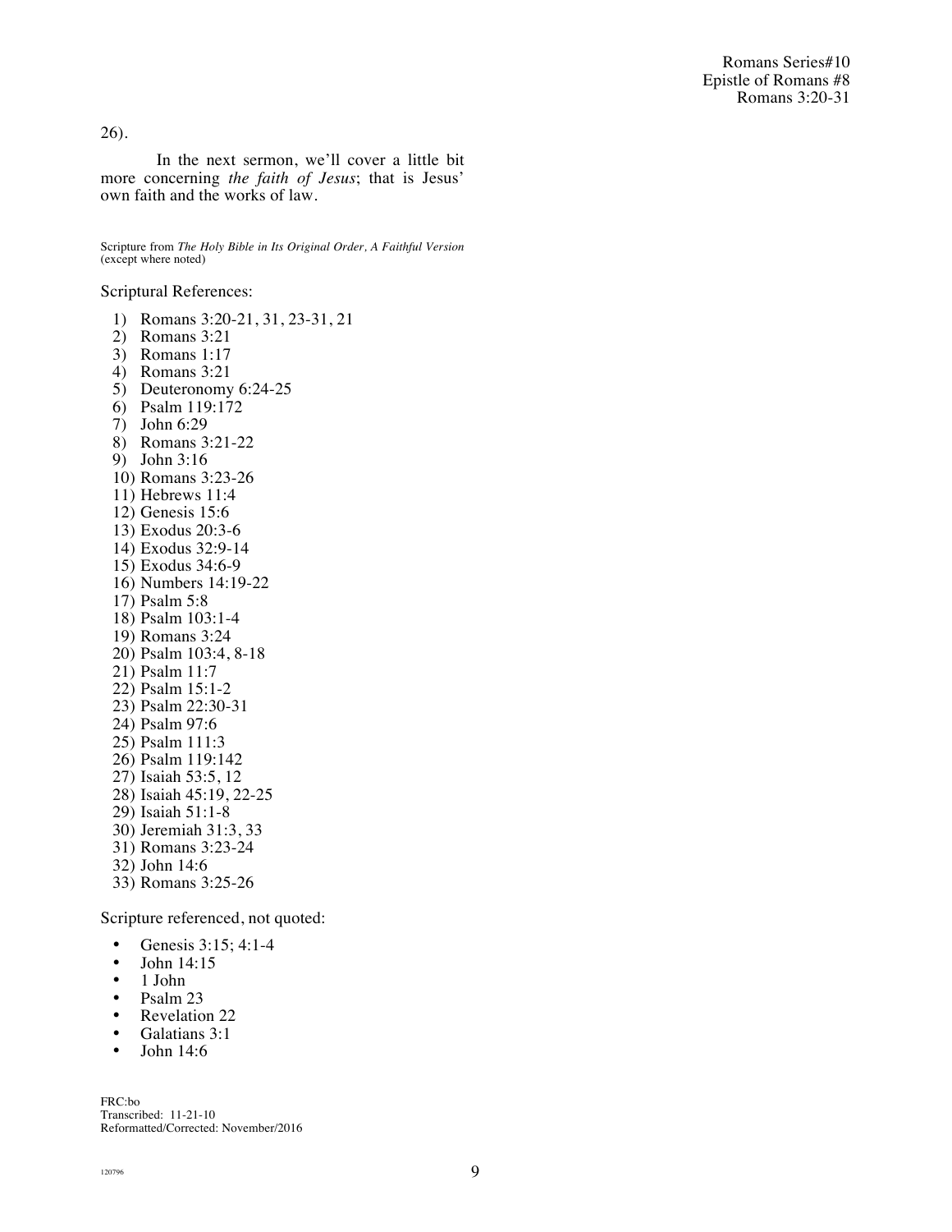26).

In the next sermon, we'll cover a little bit more concerning *the faith of Jesus*; that is Jesus' own faith and the works of law.

Scripture from *The Holy Bible in Its Original Order, A Faithful Version* (except where noted)

Scriptural References:

1) Romans 3:20-21, 31, 23-31, 21
2) Romans 3:21
3) Romans 1:17
4) Romans 3:21
5) Deuteronomy 6:24-25
6) Psalm 119:172
7) John 6:29
8) Romans 3:21-22
9) John 3:16
10) Romans 3:23-26
11) Hebrews 11:4
12) Genesis 15:6
13) Exodus 20:3-6
14) Exodus 32:9-14
15) Exodus 34:6-9
16) Numbers 14:19-22
17) Psalm 5:8
18) Psalm 103:1-4
19) Romans 3:24
20) Psalm 103:4, 8-18
21) Psalm 11:7
22) Psalm 15:1-2
23) Psalm 22:30-31
24) Psalm 97:6
25) Psalm 111:3
26) Psalm 119:142
27) Isaiah 53:5, 12
28) Isaiah 45:19, 22-25
29) Isaiah 51:1-8
30) Jeremiah 31:3, 33
31) Romans 3:23-24
32) John 14:6
33) Romans 3:25-26

Scripture referenced, not quoted:

- Genesis 3:15; 4:1-4
- John 14:15
- 1 John
- Psalm 23
- Revelation 22
- Galatians 3:1
- John 14:6

FRC:bo
Transcribed: 11-21-10
Reformatted/Corrected: November/2016